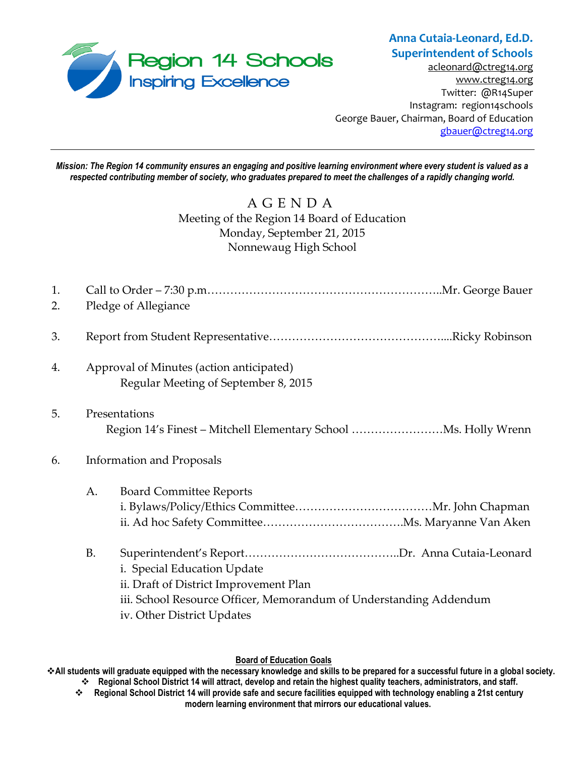Region 14 Schools
Inspiring Excellence

**Anna Cutaia-Leonard, Ed.D.**
**Superintendent of Schools**
acleonard@ctreg14.org
www.ctreg14.org
Twitter: @R14Super
Instagram: region14schools
George Bauer, Chairman, Board of Education
gbauer@ctreg14.org

---

***Mission: The Region 14 community ensures an engaging and positive learning environment where every student is valued as a respected contributing member of society, who graduates prepared to meet the challenges of a rapidly changing world.***

# A G E N D A

Meeting of the Region 14 Board of Education
Monday, September 21, 2015
Nonnewaug High School

1. Call to Order – 7:30 p.m.……………………………………………………..Mr. George Bauer
2. Pledge of Allegiance
3. Report from Student Representative…………………………………….....Ricky Robinson
4. Approval of Minutes (action anticipated)
   Regular Meeting of September 8, 2015
5. Presentations
   Region 14's Finest – Mitchell Elementary School ……………………Ms. Holly Wrenn
6. Information and Proposals

   A. Board Committee Reports
      i. Bylaws/Policy/Ethics Committee………………………………Mr. John Chapman
      ii. Ad hoc Safety Committee……………………………….Ms. Maryanne Van Aken

   B. Superintendent's Report…………………………………..Dr. Anna Cutaia-Leonard
      i. Special Education Update
      ii. Draft of District Improvement Plan
      iii. School Resource Officer, Memorandum of Understanding Addendum
      iv. Other District Updates

**Board of Education Goals**

- **All students will graduate equipped with the necessary knowledge and skills to be prepared for a successful future in a global society.**
- **Regional School District 14 will attract, develop and retain the highest quality teachers, administrators, and staff.**
- **Regional School District 14 will provide safe and secure facilities equipped with technology enabling a 21st century modern learning environment that mirrors our educational values.**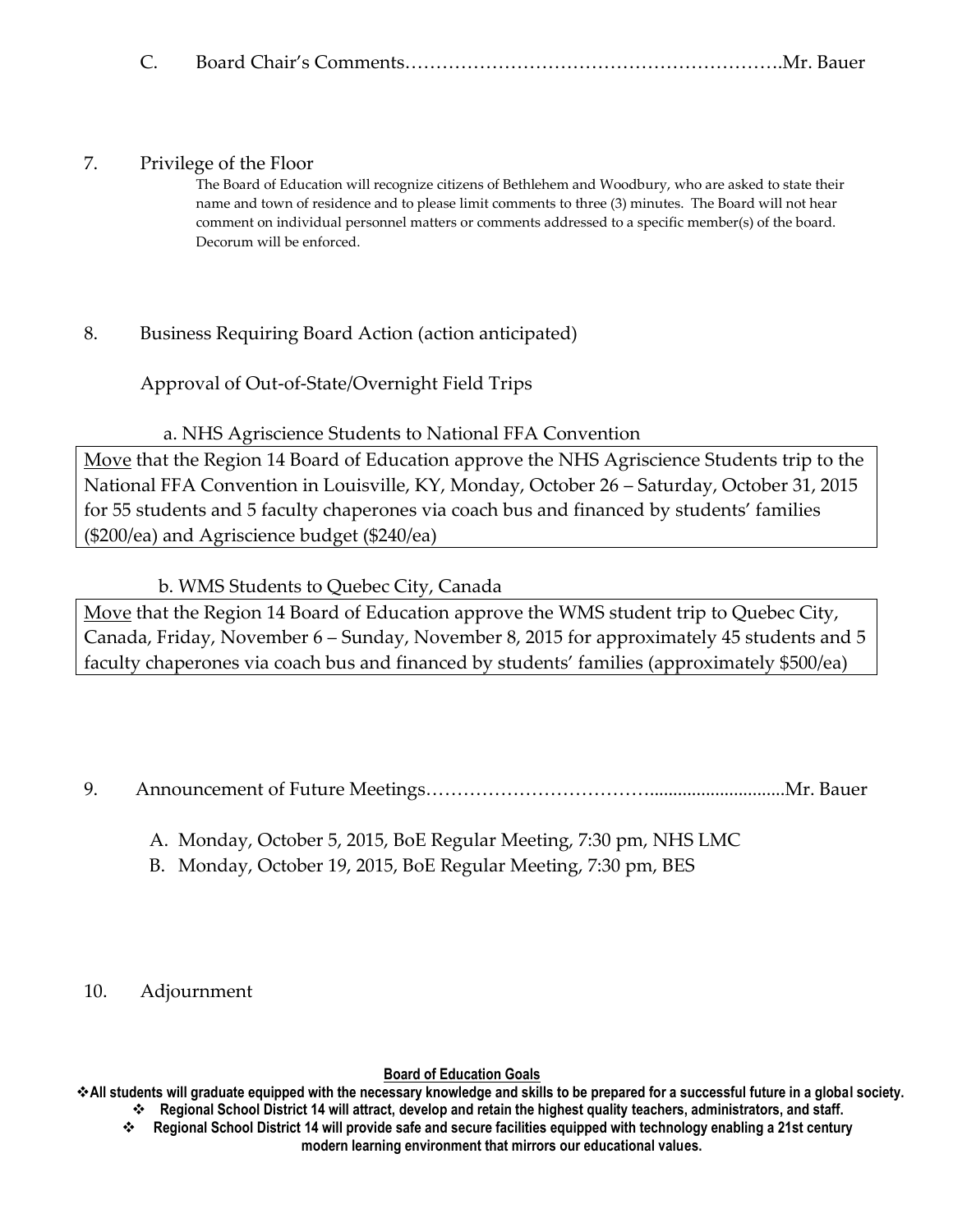C. Board Chair's Comments……………………………………………………..Mr. Bauer

7. Privilege of the Floor

The Board of Education will recognize citizens of Bethlehem and Woodbury, who are asked to state their name and town of residence and to please limit comments to three (3) minutes. The Board will not hear comment on individual personnel matters or comments addressed to a specific member(s) of the board. Decorum will be enforced.

8. Business Requiring Board Action (action anticipated)

Approval of Out-of-State/Overnight Field Trips

a. NHS Agriscience Students to National FFA Convention

Move that the Region 14 Board of Education approve the NHS Agriscience Students trip to the National FFA Convention in Louisville, KY, Monday, October 26 – Saturday, October 31, 2015 for 55 students and 5 faculty chaperones via coach bus and financed by students' families ($200/ea) and Agriscience budget ($240/ea)

b. WMS Students to Quebec City, Canada

Move that the Region 14 Board of Education approve the WMS student trip to Quebec City, Canada, Friday, November 6 – Sunday, November 8, 2015 for approximately 45 students and 5 faculty chaperones via coach bus and financed by students' families (approximately $500/ea)

9. Announcement of Future Meetings………………………………..........................Mr. Bauer

A. Monday, October 5, 2015, BoE Regular Meeting, 7:30 pm, NHS LMC
B. Monday, October 19, 2015, BoE Regular Meeting, 7:30 pm, BES

10. Adjournment

**Board of Education Goals**

- **All students will graduate equipped with the necessary knowledge and skills to be prepared for a successful future in a global society.**
- **Regional School District 14 will attract, develop and retain the highest quality teachers, administrators, and staff.**
- **Regional School District 14 will provide safe and secure facilities equipped with technology enabling a 21st century modern learning environment that mirrors our educational values.**